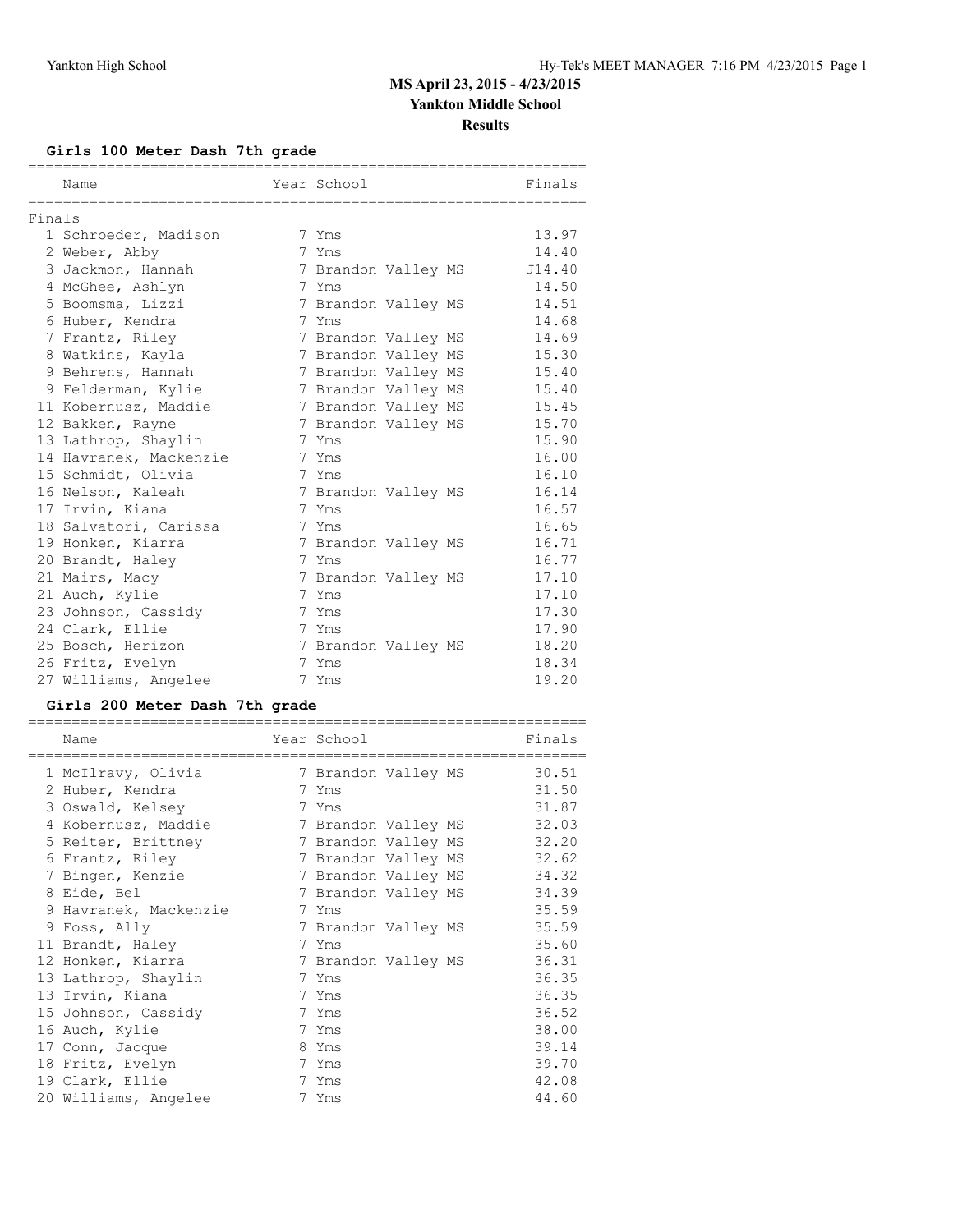# MS April 23, 2015 - 4/23/2015

## Yankton Middle School

### Results

#### Girls 100 Meter Dash 7th grade

Finals

| | Name | Year | School | Finals |
|---|---|---|---|---|
| 1 | Schroeder, Madison | 7 | Yms | 13.97 |
| 2 | Weber, Abby | 7 | Yms | 14.40 |
| 3 | Jackmon, Hannah | 7 | Brandon Valley MS | J14.40 |
| 4 | McGhee, Ashlyn | 7 | Yms | 14.50 |
| 5 | Boomsma, Lizzi | 7 | Brandon Valley MS | 14.51 |
| 6 | Huber, Kendra | 7 | Yms | 14.68 |
| 7 | Frantz, Riley | 7 | Brandon Valley MS | 14.69 |
| 8 | Watkins, Kayla | 7 | Brandon Valley MS | 15.30 |
| 9 | Behrens, Hannah | 7 | Brandon Valley MS | 15.40 |
| 9 | Felderman, Kylie | 7 | Brandon Valley MS | 15.40 |
| 11 | Kobernusz, Maddie | 7 | Brandon Valley MS | 15.45 |
| 12 | Bakken, Rayne | 7 | Brandon Valley MS | 15.70 |
| 13 | Lathrop, Shaylin | 7 | Yms | 15.90 |
| 14 | Havranek, Mackenzie | 7 | Yms | 16.00 |
| 15 | Schmidt, Olivia | 7 | Yms | 16.10 |
| 16 | Nelson, Kaleah | 7 | Brandon Valley MS | 16.14 |
| 17 | Irvin, Kiana | 7 | Yms | 16.57 |
| 18 | Salvatori, Carissa | 7 | Yms | 16.65 |
| 19 | Honken, Kiarra | 7 | Brandon Valley MS | 16.71 |
| 20 | Brandt, Haley | 7 | Yms | 16.77 |
| 21 | Mairs, Macy | 7 | Brandon Valley MS | 17.10 |
| 21 | Auch, Kylie | 7 | Yms | 17.10 |
| 23 | Johnson, Cassidy | 7 | Yms | 17.30 |
| 24 | Clark, Ellie | 7 | Yms | 17.90 |
| 25 | Bosch, Herizon | 7 | Brandon Valley MS | 18.20 |
| 26 | Fritz, Evelyn | 7 | Yms | 18.34 |
| 27 | Williams, Angelee | 7 | Yms | 19.20 |

#### Girls 200 Meter Dash 7th grade

| | Name | Year | School | Finals |
|---|---|---|---|---|
| 1 | McIlravy, Olivia | 7 | Brandon Valley MS | 30.51 |
| 2 | Huber, Kendra | 7 | Yms | 31.50 |
| 3 | Oswald, Kelsey | 7 | Yms | 31.87 |
| 4 | Kobernusz, Maddie | 7 | Brandon Valley MS | 32.03 |
| 5 | Reiter, Brittney | 7 | Brandon Valley MS | 32.20 |
| 6 | Frantz, Riley | 7 | Brandon Valley MS | 32.62 |
| 7 | Bingen, Kenzie | 7 | Brandon Valley MS | 34.32 |
| 8 | Eide, Bel | 7 | Brandon Valley MS | 34.39 |
| 9 | Havranek, Mackenzie | 7 | Yms | 35.59 |
| 9 | Foss, Ally | 7 | Brandon Valley MS | 35.59 |
| 11 | Brandt, Haley | 7 | Yms | 35.60 |
| 12 | Honken, Kiarra | 7 | Brandon Valley MS | 36.31 |
| 13 | Lathrop, Shaylin | 7 | Yms | 36.35 |
| 13 | Irvin, Kiana | 7 | Yms | 36.35 |
| 15 | Johnson, Cassidy | 7 | Yms | 36.52 |
| 16 | Auch, Kylie | 7 | Yms | 38.00 |
| 17 | Conn, Jacque | 8 | Yms | 39.14 |
| 18 | Fritz, Evelyn | 7 | Yms | 39.70 |
| 19 | Clark, Ellie | 7 | Yms | 42.08 |
| 20 | Williams, Angelee | 7 | Yms | 44.60 |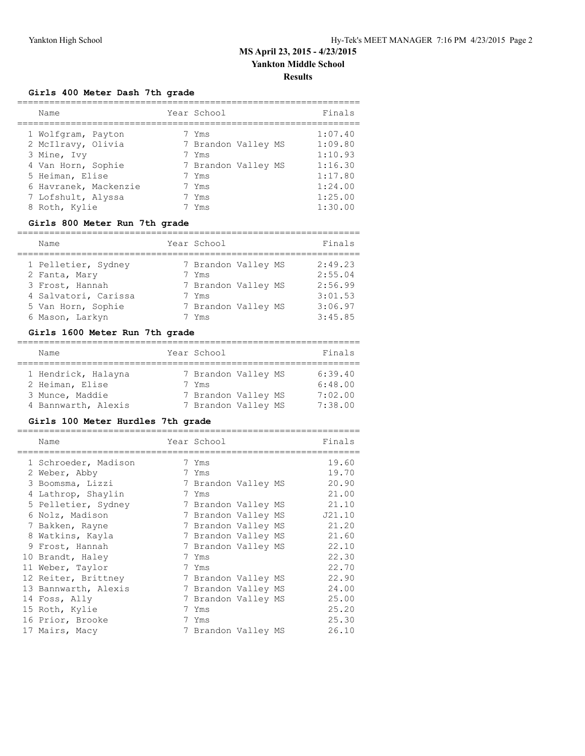# MS April 23, 2015 - 4/23/2015

## Yankton Middle School

### Results

#### Girls 400 Meter Dash 7th grade

| | Name | Year | School | Finals |
|---|---|---|---|---|
| 1 | Wolfgram, Payton | 7 | Yms | 1:07.40 |
| 2 | McIlravy, Olivia | 7 | Brandon Valley MS | 1:09.80 |
| 3 | Mine, Ivy | 7 | Yms | 1:10.93 |
| 4 | Van Horn, Sophie | 7 | Brandon Valley MS | 1:16.30 |
| 5 | Heiman, Elise | 7 | Yms | 1:17.80 |
| 6 | Havranek, Mackenzie | 7 | Yms | 1:24.00 |
| 7 | Lofshult, Alyssa | 7 | Yms | 1:25.00 |
| 8 | Roth, Kylie | 7 | Yms | 1:30.00 |

#### Girls 800 Meter Run 7th grade

| | Name | Year | School | Finals |
|---|---|---|---|---|
| 1 | Pelletier, Sydney | 7 | Brandon Valley MS | 2:49.23 |
| 2 | Fanta, Mary | 7 | Yms | 2:55.04 |
| 3 | Frost, Hannah | 7 | Brandon Valley MS | 2:56.99 |
| 4 | Salvatori, Carissa | 7 | Yms | 3:01.53 |
| 5 | Van Horn, Sophie | 7 | Brandon Valley MS | 3:06.97 |
| 6 | Mason, Larkyn | 7 | Yms | 3:45.85 |

#### Girls 1600 Meter Run 7th grade

| | Name | Year | School | Finals |
|---|---|---|---|---|
| 1 | Hendrick, Halayna | 7 | Brandon Valley MS | 6:39.40 |
| 2 | Heiman, Elise | 7 | Yms | 6:48.00 |
| 3 | Munce, Maddie | 7 | Brandon Valley MS | 7:02.00 |
| 4 | Bannwarth, Alexis | 7 | Brandon Valley MS | 7:38.00 |

#### Girls 100 Meter Hurdles 7th grade

| | Name | Year | School | Finals |
|---|---|---|---|---|
| 1 | Schroeder, Madison | 7 | Yms | 19.60 |
| 2 | Weber, Abby | 7 | Yms | 19.70 |
| 3 | Boomsma, Lizzi | 7 | Brandon Valley MS | 20.90 |
| 4 | Lathrop, Shaylin | 7 | Yms | 21.00 |
| 5 | Pelletier, Sydney | 7 | Brandon Valley MS | 21.10 |
| 6 | Nolz, Madison | 7 | Brandon Valley MS | J21.10 |
| 7 | Bakken, Rayne | 7 | Brandon Valley MS | 21.20 |
| 8 | Watkins, Kayla | 7 | Brandon Valley MS | 21.60 |
| 9 | Frost, Hannah | 7 | Brandon Valley MS | 22.10 |
| 10 | Brandt, Haley | 7 | Yms | 22.30 |
| 11 | Weber, Taylor | 7 | Yms | 22.70 |
| 12 | Reiter, Brittney | 7 | Brandon Valley MS | 22.90 |
| 13 | Bannwarth, Alexis | 7 | Brandon Valley MS | 24.00 |
| 14 | Foss, Ally | 7 | Brandon Valley MS | 25.00 |
| 15 | Roth, Kylie | 7 | Yms | 25.20 |
| 16 | Prior, Brooke | 7 | Yms | 25.30 |
| 17 | Mairs, Macy | 7 | Brandon Valley MS | 26.10 |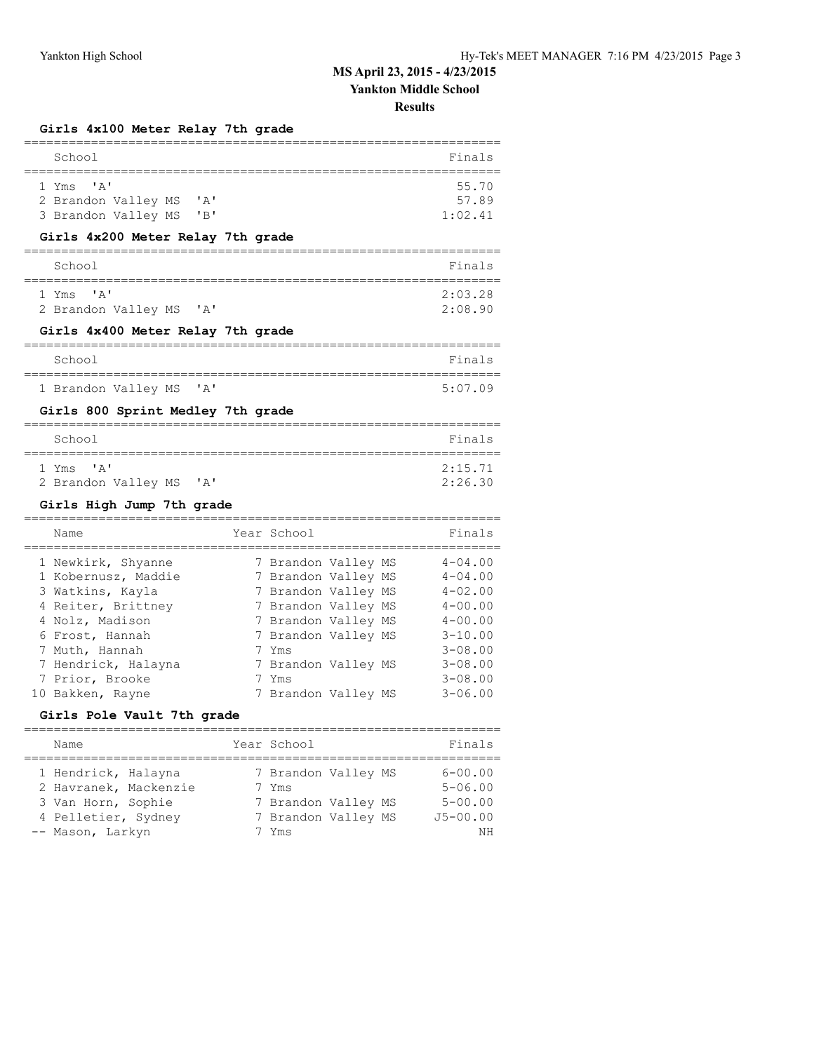# MS April 23, 2015 - 4/23/2015

## Yankton Middle School

### Results

#### Girls 4x100 Meter Relay 7th grade

| | School | Finals |
|---|---|---|
| 1 | Yms 'A' | 55.70 |
| 2 | Brandon Valley MS 'A' | 57.89 |
| 3 | Brandon Valley MS 'B' | 1:02.41 |

#### Girls 4x200 Meter Relay 7th grade

| | School | Finals |
|---|---|---|
| 1 | Yms 'A' | 2:03.28 |
| 2 | Brandon Valley MS 'A' | 2:08.90 |

#### Girls 4x400 Meter Relay 7th grade

| | School | Finals |
|---|---|---|
| 1 | Brandon Valley MS 'A' | 5:07.09 |

#### Girls 800 Sprint Medley 7th grade

| | School | Finals |
|---|---|---|
| 1 | Yms 'A' | 2:15.71 |
| 2 | Brandon Valley MS 'A' | 2:26.30 |

#### Girls High Jump 7th grade

| | Name | Year | School | Finals |
|---|---|---|---|---|
| 1 | Newkirk, Shyanne | 7 | Brandon Valley MS | 4-04.00 |
| 1 | Kobernusz, Maddie | 7 | Brandon Valley MS | 4-04.00 |
| 3 | Watkins, Kayla | 7 | Brandon Valley MS | 4-02.00 |
| 4 | Reiter, Brittney | 7 | Brandon Valley MS | 4-00.00 |
| 4 | Nolz, Madison | 7 | Brandon Valley MS | 4-00.00 |
| 6 | Frost, Hannah | 7 | Brandon Valley MS | 3-10.00 |
| 7 | Muth, Hannah | 7 | Yms | 3-08.00 |
| 7 | Hendrick, Halayna | 7 | Brandon Valley MS | 3-08.00 |
| 7 | Prior, Brooke | 7 | Yms | 3-08.00 |
| 10 | Bakken, Rayne | 7 | Brandon Valley MS | 3-06.00 |

#### Girls Pole Vault 7th grade

| | Name | Year | School | Finals |
|---|---|---|---|---|
| 1 | Hendrick, Halayna | 7 | Brandon Valley MS | 6-00.00 |
| 2 | Havranek, Mackenzie | 7 | Yms | 5-06.00 |
| 3 | Van Horn, Sophie | 7 | Brandon Valley MS | 5-00.00 |
| 4 | Pelletier, Sydney | 7 | Brandon Valley MS | J5-00.00 |
| -- | Mason, Larkyn | 7 | Yms | NH |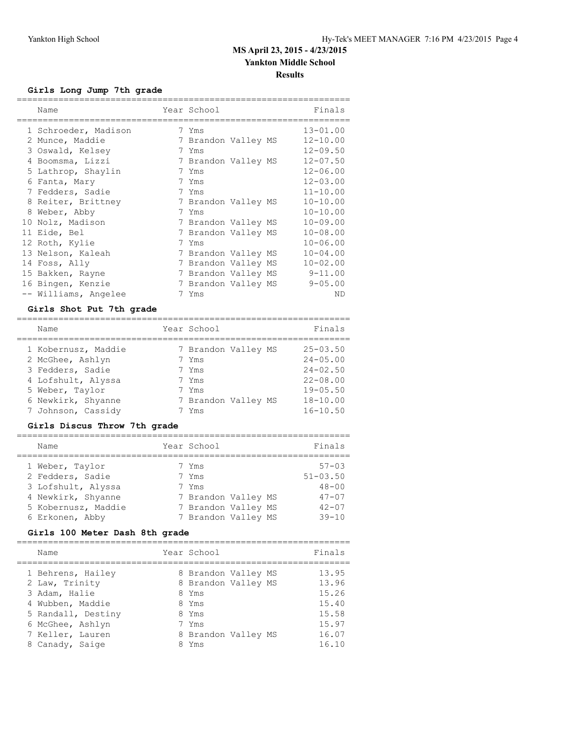# MS April 23, 2015 - 4/23/2015
## Yankton Middle School
### Results

**Girls Long Jump 7th grade**

| | Name | Year | School | Finals |
|---|---|---|---|---|
| 1 | Schroeder, Madison | 7 | Yms | 13-01.00 |
| 2 | Munce, Maddie | 7 | Brandon Valley MS | 12-10.00 |
| 3 | Oswald, Kelsey | 7 | Yms | 12-09.50 |
| 4 | Boomsma, Lizzi | 7 | Brandon Valley MS | 12-07.50 |
| 5 | Lathrop, Shaylin | 7 | Yms | 12-06.00 |
| 6 | Fanta, Mary | 7 | Yms | 12-03.00 |
| 7 | Fedders, Sadie | 7 | Yms | 11-10.00 |
| 8 | Reiter, Brittney | 7 | Brandon Valley MS | 10-10.00 |
| 8 | Weber, Abby | 7 | Yms | 10-10.00 |
| 10 | Nolz, Madison | 7 | Brandon Valley MS | 10-09.00 |
| 11 | Eide, Bel | 7 | Brandon Valley MS | 10-08.00 |
| 12 | Roth, Kylie | 7 | Yms | 10-06.00 |
| 13 | Nelson, Kaleah | 7 | Brandon Valley MS | 10-04.00 |
| 14 | Foss, Ally | 7 | Brandon Valley MS | 10-02.00 |
| 15 | Bakken, Rayne | 7 | Brandon Valley MS | 9-11.00 |
| 16 | Bingen, Kenzie | 7 | Brandon Valley MS | 9-05.00 |
| -- | Williams, Angelee | 7 | Yms | ND |

**Girls Shot Put 7th grade**

| | Name | Year | School | Finals |
|---|---|---|---|---|
| 1 | Kobernusz, Maddie | 7 | Brandon Valley MS | 25-03.50 |
| 2 | McGhee, Ashlyn | 7 | Yms | 24-05.00 |
| 3 | Fedders, Sadie | 7 | Yms | 24-02.50 |
| 4 | Lofshult, Alyssa | 7 | Yms | 22-08.00 |
| 5 | Weber, Taylor | 7 | Yms | 19-05.50 |
| 6 | Newkirk, Shyanne | 7 | Brandon Valley MS | 18-10.00 |
| 7 | Johnson, Cassidy | 7 | Yms | 16-10.50 |

**Girls Discus Throw 7th grade**

| | Name | Year | School | Finals |
|---|---|---|---|---|
| 1 | Weber, Taylor | 7 | Yms | 57-03 |
| 2 | Fedders, Sadie | 7 | Yms | 51-03.50 |
| 3 | Lofshult, Alyssa | 7 | Yms | 48-00 |
| 4 | Newkirk, Shyanne | 7 | Brandon Valley MS | 47-07 |
| 5 | Kobernusz, Maddie | 7 | Brandon Valley MS | 42-07 |
| 6 | Erkonen, Abby | 7 | Brandon Valley MS | 39-10 |

**Girls 100 Meter Dash 8th grade**

| | Name | Year | School | Finals |
|---|---|---|---|---|
| 1 | Behrens, Hailey | 8 | Brandon Valley MS | 13.95 |
| 2 | Law, Trinity | 8 | Brandon Valley MS | 13.96 |
| 3 | Adam, Halie | 8 | Yms | 15.26 |
| 4 | Wubben, Maddie | 8 | Yms | 15.40 |
| 5 | Randall, Destiny | 8 | Yms | 15.58 |
| 6 | McGhee, Ashlyn | 7 | Yms | 15.97 |
| 7 | Keller, Lauren | 8 | Brandon Valley MS | 16.07 |
| 8 | Canady, Saige | 8 | Yms | 16.10 |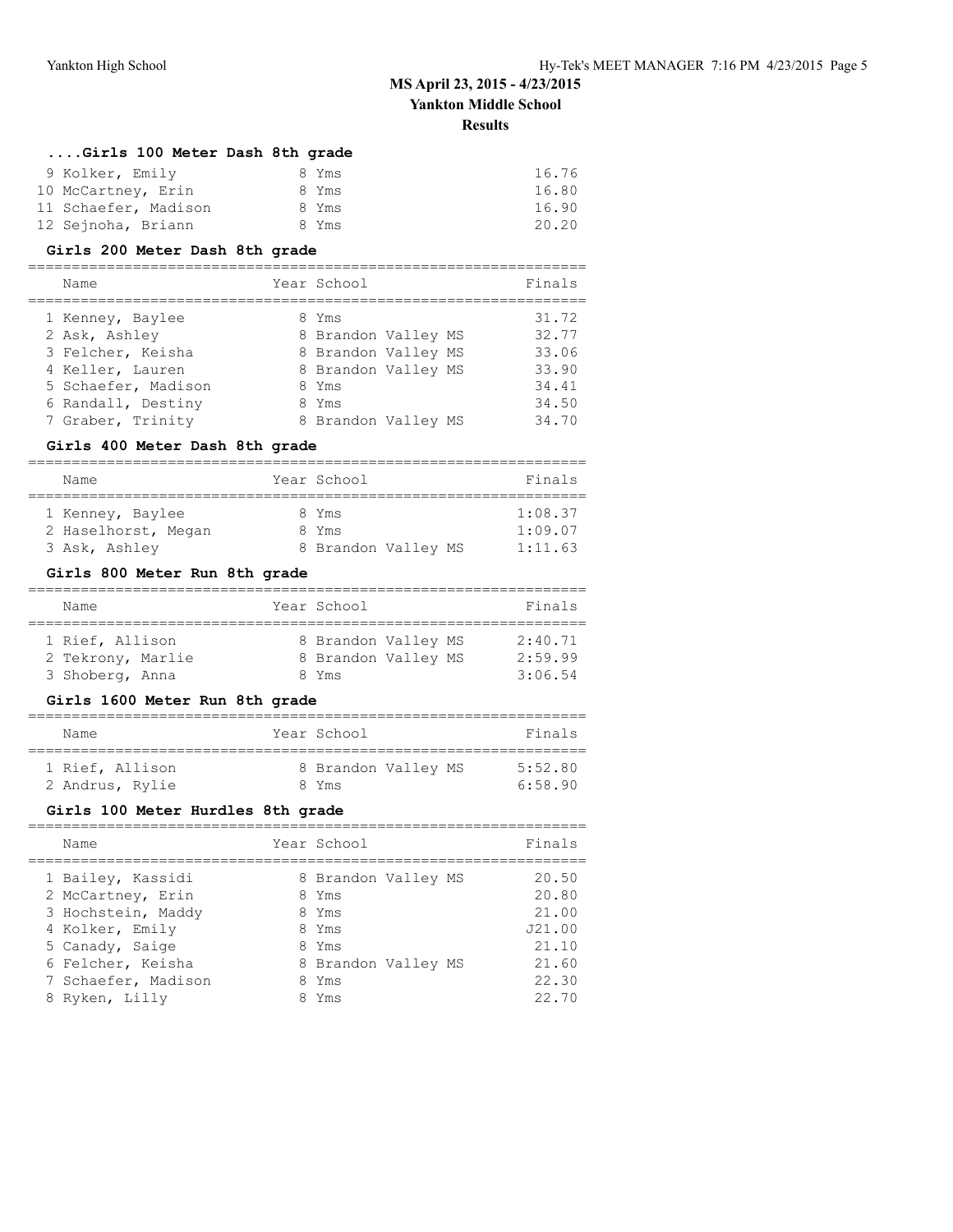# MS April 23, 2015 - 4/23/2015
## Yankton Middle School
### Results

#### ....Girls 100 Meter Dash 8th grade

| Place | Name | Year | School | Finals |
|---|---|---|---|---|
| 9 | Kolker, Emily | 8 | Yms | 16.76 |
| 10 | McCartney, Erin | 8 | Yms | 16.80 |
| 11 | Schaefer, Madison | 8 | Yms | 16.90 |
| 12 | Sejnoha, Briann | 8 | Yms | 20.20 |

#### Girls 200 Meter Dash 8th grade

| Place | Name | Year | School | Finals |
|---|---|---|---|---|
| 1 | Kenney, Baylee | 8 | Yms | 31.72 |
| 2 | Ask, Ashley | 8 | Brandon Valley MS | 32.77 |
| 3 | Felcher, Keisha | 8 | Brandon Valley MS | 33.06 |
| 4 | Keller, Lauren | 8 | Brandon Valley MS | 33.90 |
| 5 | Schaefer, Madison | 8 | Yms | 34.41 |
| 6 | Randall, Destiny | 8 | Yms | 34.50 |
| 7 | Graber, Trinity | 8 | Brandon Valley MS | 34.70 |

#### Girls 400 Meter Dash 8th grade

| Place | Name | Year | School | Finals |
|---|---|---|---|---|
| 1 | Kenney, Baylee | 8 | Yms | 1:08.37 |
| 2 | Haselhorst, Megan | 8 | Yms | 1:09.07 |
| 3 | Ask, Ashley | 8 | Brandon Valley MS | 1:11.63 |

#### Girls 800 Meter Run 8th grade

| Place | Name | Year | School | Finals |
|---|---|---|---|---|
| 1 | Rief, Allison | 8 | Brandon Valley MS | 2:40.71 |
| 2 | Tekrony, Marlie | 8 | Brandon Valley MS | 2:59.99 |
| 3 | Shoberg, Anna | 8 | Yms | 3:06.54 |

#### Girls 1600 Meter Run 8th grade

| Place | Name | Year | School | Finals |
|---|---|---|---|---|
| 1 | Rief, Allison | 8 | Brandon Valley MS | 5:52.80 |
| 2 | Andrus, Rylie | 8 | Yms | 6:58.90 |

#### Girls 100 Meter Hurdles 8th grade

| Place | Name | Year | School | Finals |
|---|---|---|---|---|
| 1 | Bailey, Kassidi | 8 | Brandon Valley MS | 20.50 |
| 2 | McCartney, Erin | 8 | Yms | 20.80 |
| 3 | Hochstein, Maddy | 8 | Yms | 21.00 |
| 4 | Kolker, Emily | 8 | Yms | J21.00 |
| 5 | Canady, Saige | 8 | Yms | 21.10 |
| 6 | Felcher, Keisha | 8 | Brandon Valley MS | 21.60 |
| 7 | Schaefer, Madison | 8 | Yms | 22.30 |
| 8 | Ryken, Lilly | 8 | Yms | 22.70 |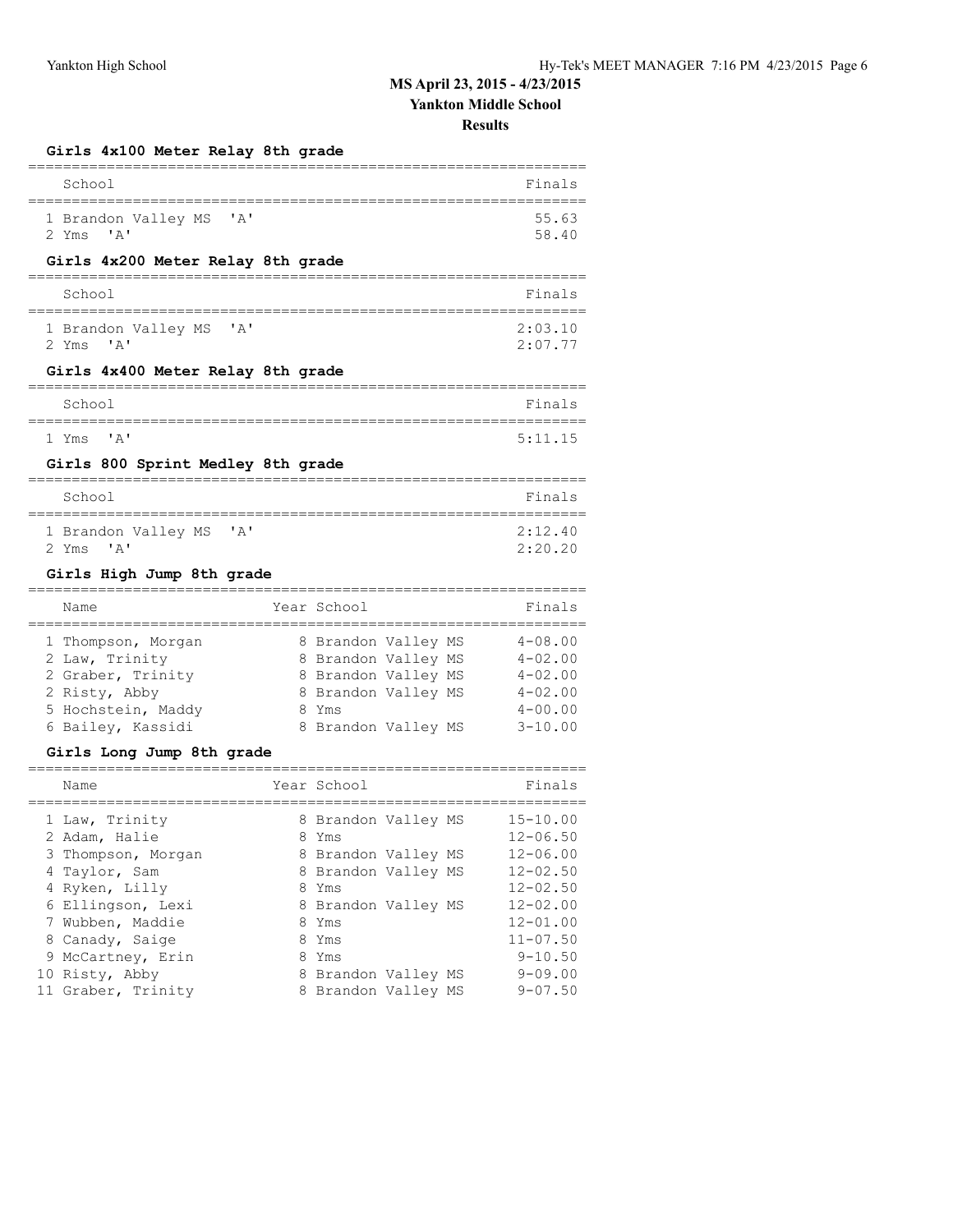# MS April 23, 2015 - 4/23/2015

## Yankton Middle School

### Results

#### Girls 4x100 Meter Relay 8th grade

| | School | Finals |
|---|---|---|
| 1 | Brandon Valley MS 'A' | 55.63 |
| 2 | Yms 'A' | 58.40 |

#### Girls 4x200 Meter Relay 8th grade

| | School | Finals |
|---|---|---|
| 1 | Brandon Valley MS 'A' | 2:03.10 |
| 2 | Yms 'A' | 2:07.77 |

#### Girls 4x400 Meter Relay 8th grade

| | School | Finals |
|---|---|---|
| 1 | Yms 'A' | 5:11.15 |

#### Girls 800 Sprint Medley 8th grade

| | School | Finals |
|---|---|---|
| 1 | Brandon Valley MS 'A' | 2:12.40 |
| 2 | Yms 'A' | 2:20.20 |

#### Girls High Jump 8th grade

| | Name | Year | School | Finals |
|---|---|---|---|---|
| 1 | Thompson, Morgan | 8 | Brandon Valley MS | 4-08.00 |
| 2 | Law, Trinity | 8 | Brandon Valley MS | 4-02.00 |
| 2 | Graber, Trinity | 8 | Brandon Valley MS | 4-02.00 |
| 2 | Risty, Abby | 8 | Brandon Valley MS | 4-02.00 |
| 5 | Hochstein, Maddy | 8 | Yms | 4-00.00 |
| 6 | Bailey, Kassidi | 8 | Brandon Valley MS | 3-10.00 |

#### Girls Long Jump 8th grade

| | Name | Year | School | Finals |
|---|---|---|---|---|
| 1 | Law, Trinity | 8 | Brandon Valley MS | 15-10.00 |
| 2 | Adam, Halie | 8 | Yms | 12-06.50 |
| 3 | Thompson, Morgan | 8 | Brandon Valley MS | 12-06.00 |
| 4 | Taylor, Sam | 8 | Brandon Valley MS | 12-02.50 |
| 4 | Ryken, Lilly | 8 | Yms | 12-02.50 |
| 6 | Ellingson, Lexi | 8 | Brandon Valley MS | 12-02.00 |
| 7 | Wubben, Maddie | 8 | Yms | 12-01.00 |
| 8 | Canady, Saige | 8 | Yms | 11-07.50 |
| 9 | McCartney, Erin | 8 | Yms | 9-10.50 |
| 10 | Risty, Abby | 8 | Brandon Valley MS | 9-09.00 |
| 11 | Graber, Trinity | 8 | Brandon Valley MS | 9-07.50 |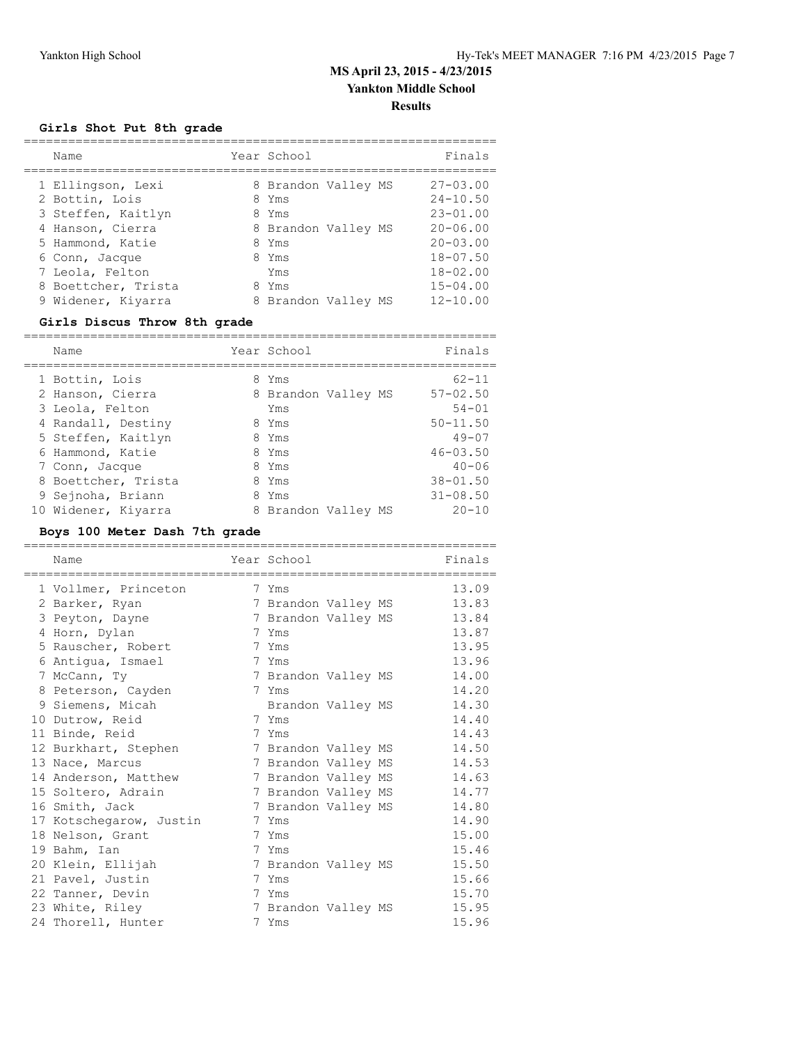# MS April 23, 2015 - 4/23/2015

## Yankton Middle School

### Results

#### Girls Shot Put 8th grade

| | Name | Year | School | Finals |
|---|---|---|---|---|
| 1 | Ellingson, Lexi | 8 | Brandon Valley MS | 27-03.00 |
| 2 | Bottin, Lois | 8 | Yms | 24-10.50 |
| 3 | Steffen, Kaitlyn | 8 | Yms | 23-01.00 |
| 4 | Hanson, Cierra | 8 | Brandon Valley MS | 20-06.00 |
| 5 | Hammond, Katie | 8 | Yms | 20-03.00 |
| 6 | Conn, Jacque | 8 | Yms | 18-07.50 |
| 7 | Leola, Felton | | Yms | 18-02.00 |
| 8 | Boettcher, Trista | 8 | Yms | 15-04.00 |
| 9 | Widener, Kiyarra | 8 | Brandon Valley MS | 12-10.00 |

#### Girls Discus Throw 8th grade

| | Name | Year | School | Finals |
|---|---|---|---|---|
| 1 | Bottin, Lois | 8 | Yms | 62-11 |
| 2 | Hanson, Cierra | 8 | Brandon Valley MS | 57-02.50 |
| 3 | Leola, Felton | | Yms | 54-01 |
| 4 | Randall, Destiny | 8 | Yms | 50-11.50 |
| 5 | Steffen, Kaitlyn | 8 | Yms | 49-07 |
| 6 | Hammond, Katie | 8 | Yms | 46-03.50 |
| 7 | Conn, Jacque | 8 | Yms | 40-06 |
| 8 | Boettcher, Trista | 8 | Yms | 38-01.50 |
| 9 | Sejnoha, Briann | 8 | Yms | 31-08.50 |
| 10 | Widener, Kiyarra | 8 | Brandon Valley MS | 20-10 |

#### Boys 100 Meter Dash 7th grade

| | Name | Year | School | Finals |
|---|---|---|---|---|
| 1 | Vollmer, Princeton | 7 | Yms | 13.09 |
| 2 | Barker, Ryan | 7 | Brandon Valley MS | 13.83 |
| 3 | Peyton, Dayne | 7 | Brandon Valley MS | 13.84 |
| 4 | Horn, Dylan | 7 | Yms | 13.87 |
| 5 | Rauscher, Robert | 7 | Yms | 13.95 |
| 6 | Antigua, Ismael | 7 | Yms | 13.96 |
| 7 | McCann, Ty | 7 | Brandon Valley MS | 14.00 |
| 8 | Peterson, Cayden | 7 | Yms | 14.20 |
| 9 | Siemens, Micah | | Brandon Valley MS | 14.30 |
| 10 | Dutrow, Reid | 7 | Yms | 14.40 |
| 11 | Binde, Reid | 7 | Yms | 14.43 |
| 12 | Burkhart, Stephen | 7 | Brandon Valley MS | 14.50 |
| 13 | Nace, Marcus | 7 | Brandon Valley MS | 14.53 |
| 14 | Anderson, Matthew | 7 | Brandon Valley MS | 14.63 |
| 15 | Soltero, Adrain | 7 | Brandon Valley MS | 14.77 |
| 16 | Smith, Jack | 7 | Brandon Valley MS | 14.80 |
| 17 | Kotschegarow, Justin | 7 | Yms | 14.90 |
| 18 | Nelson, Grant | 7 | Yms | 15.00 |
| 19 | Bahm, Ian | 7 | Yms | 15.46 |
| 20 | Klein, Ellijah | 7 | Brandon Valley MS | 15.50 |
| 21 | Pavel, Justin | 7 | Yms | 15.66 |
| 22 | Tanner, Devin | 7 | Yms | 15.70 |
| 23 | White, Riley | 7 | Brandon Valley MS | 15.95 |
| 24 | Thorell, Hunter | 7 | Yms | 15.96 |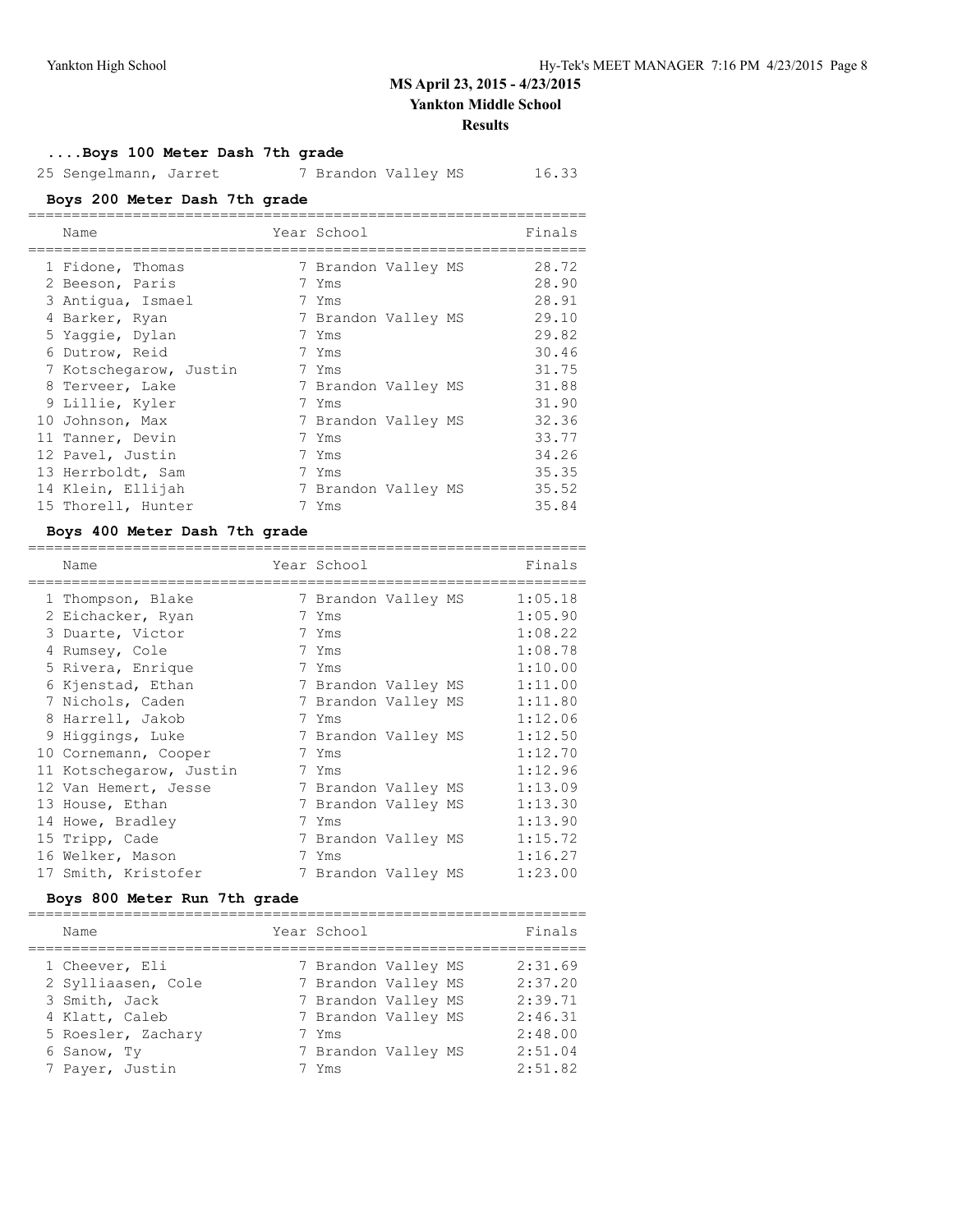## MS April 23, 2015 - 4/23/2015

**Yankton Middle School**

**Results**

### ....Boys 100 Meter Dash 7th grade

| | Name | Year | School | Finals |
|---|---|---|---|---|
| 25 | Sengelmann, Jarret | 7 | Brandon Valley MS | 16.33 |

### Boys 200 Meter Dash 7th grade

| | Name | Year | School | Finals |
|---|---|---|---|---|
| 1 | Fidone, Thomas | 7 | Brandon Valley MS | 28.72 |
| 2 | Beeson, Paris | 7 | Yms | 28.90 |
| 3 | Antigua, Ismael | 7 | Yms | 28.91 |
| 4 | Barker, Ryan | 7 | Brandon Valley MS | 29.10 |
| 5 | Yaggie, Dylan | 7 | Yms | 29.82 |
| 6 | Dutrow, Reid | 7 | Yms | 30.46 |
| 7 | Kotschegarow, Justin | 7 | Yms | 31.75 |
| 8 | Terveer, Lake | 7 | Brandon Valley MS | 31.88 |
| 9 | Lillie, Kyler | 7 | Yms | 31.90 |
| 10 | Johnson, Max | 7 | Brandon Valley MS | 32.36 |
| 11 | Tanner, Devin | 7 | Yms | 33.77 |
| 12 | Pavel, Justin | 7 | Yms | 34.26 |
| 13 | Herrboldt, Sam | 7 | Yms | 35.35 |
| 14 | Klein, Ellijah | 7 | Brandon Valley MS | 35.52 |
| 15 | Thorell, Hunter | 7 | Yms | 35.84 |

### Boys 400 Meter Dash 7th grade

| | Name | Year | School | Finals |
|---|---|---|---|---|
| 1 | Thompson, Blake | 7 | Brandon Valley MS | 1:05.18 |
| 2 | Eichacker, Ryan | 7 | Yms | 1:05.90 |
| 3 | Duarte, Victor | 7 | Yms | 1:08.22 |
| 4 | Rumsey, Cole | 7 | Yms | 1:08.78 |
| 5 | Rivera, Enrique | 7 | Yms | 1:10.00 |
| 6 | Kjenstad, Ethan | 7 | Brandon Valley MS | 1:11.00 |
| 7 | Nichols, Caden | 7 | Brandon Valley MS | 1:11.80 |
| 8 | Harrell, Jakob | 7 | Yms | 1:12.06 |
| 9 | Higgings, Luke | 7 | Brandon Valley MS | 1:12.50 |
| 10 | Cornemann, Cooper | 7 | Yms | 1:12.70 |
| 11 | Kotschegarow, Justin | 7 | Yms | 1:12.96 |
| 12 | Van Hemert, Jesse | 7 | Brandon Valley MS | 1:13.09 |
| 13 | House, Ethan | 7 | Brandon Valley MS | 1:13.30 |
| 14 | Howe, Bradley | 7 | Yms | 1:13.90 |
| 15 | Tripp, Cade | 7 | Brandon Valley MS | 1:15.72 |
| 16 | Welker, Mason | 7 | Yms | 1:16.27 |
| 17 | Smith, Kristofer | 7 | Brandon Valley MS | 1:23.00 |

### Boys 800 Meter Run 7th grade

| | Name | Year | School | Finals |
|---|---|---|---|---|
| 1 | Cheever, Eli | 7 | Brandon Valley MS | 2:31.69 |
| 2 | Sylliaasen, Cole | 7 | Brandon Valley MS | 2:37.20 |
| 3 | Smith, Jack | 7 | Brandon Valley MS | 2:39.71 |
| 4 | Klatt, Caleb | 7 | Brandon Valley MS | 2:46.31 |
| 5 | Roesler, Zachary | 7 | Yms | 2:48.00 |
| 6 | Sanow, Ty | 7 | Brandon Valley MS | 2:51.04 |
| 7 | Payer, Justin | 7 | Yms | 2:51.82 |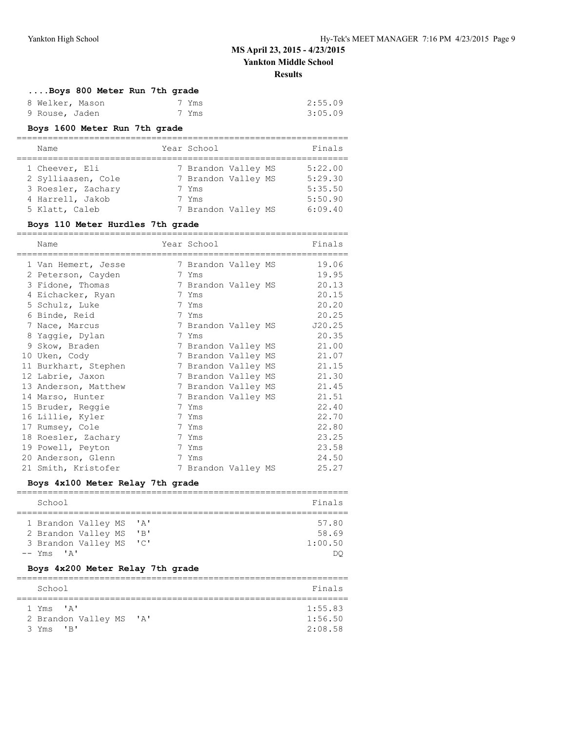### ....Boys 800 Meter Run 7th grade

| | Name | Year | School | Finals |
|---|---|---|---|---|
| 8 | Welker, Mason | 7 | Yms | 2:55.09 |
| 9 | Rouse, Jaden | 7 | Yms | 3:05.09 |

### Boys 1600 Meter Run 7th grade

| | Name | Year | School | Finals |
|---|---|---|---|---|
| 1 | Cheever, Eli | 7 | Brandon Valley MS | 5:22.00 |
| 2 | Sylliaasen, Cole | 7 | Brandon Valley MS | 5:29.30 |
| 3 | Roesler, Zachary | 7 | Yms | 5:35.50 |
| 4 | Harrell, Jakob | 7 | Yms | 5:50.90 |
| 5 | Klatt, Caleb | 7 | Brandon Valley MS | 6:09.40 |

### Boys 110 Meter Hurdles 7th grade

| | Name | Year | School | Finals |
|---|---|---|---|---|
| 1 | Van Hemert, Jesse | 7 | Brandon Valley MS | 19.06 |
| 2 | Peterson, Cayden | 7 | Yms | 19.95 |
| 3 | Fidone, Thomas | 7 | Brandon Valley MS | 20.13 |
| 4 | Eichacker, Ryan | 7 | Yms | 20.15 |
| 5 | Schulz, Luke | 7 | Yms | 20.20 |
| 6 | Binde, Reid | 7 | Yms | 20.25 |
| 7 | Nace, Marcus | 7 | Brandon Valley MS | J20.25 |
| 8 | Yaggie, Dylan | 7 | Yms | 20.35 |
| 9 | Skow, Braden | 7 | Brandon Valley MS | 21.00 |
| 10 | Uken, Cody | 7 | Brandon Valley MS | 21.07 |
| 11 | Burkhart, Stephen | 7 | Brandon Valley MS | 21.15 |
| 12 | Labrie, Jaxon | 7 | Brandon Valley MS | 21.30 |
| 13 | Anderson, Matthew | 7 | Brandon Valley MS | 21.45 |
| 14 | Marso, Hunter | 7 | Brandon Valley MS | 21.51 |
| 15 | Bruder, Reggie | 7 | Yms | 22.40 |
| 16 | Lillie, Kyler | 7 | Yms | 22.70 |
| 17 | Rumsey, Cole | 7 | Yms | 22.80 |
| 18 | Roesler, Zachary | 7 | Yms | 23.25 |
| 19 | Powell, Peyton | 7 | Yms | 23.58 |
| 20 | Anderson, Glenn | 7 | Yms | 24.50 |
| 21 | Smith, Kristofer | 7 | Brandon Valley MS | 25.27 |

### Boys 4x100 Meter Relay 7th grade

| | School | Finals |
|---|---|---|
| 1 | Brandon Valley MS 'A' | 57.80 |
| 2 | Brandon Valley MS 'B' | 58.69 |
| 3 | Brandon Valley MS 'C' | 1:00.50 |
| -- | Yms 'A' | DQ |

### Boys 4x200 Meter Relay 7th grade

| | School | Finals |
|---|---|---|
| 1 | Yms 'A' | 1:55.83 |
| 2 | Brandon Valley MS 'A' | 1:56.50 |
| 3 | Yms 'B' | 2:08.58 |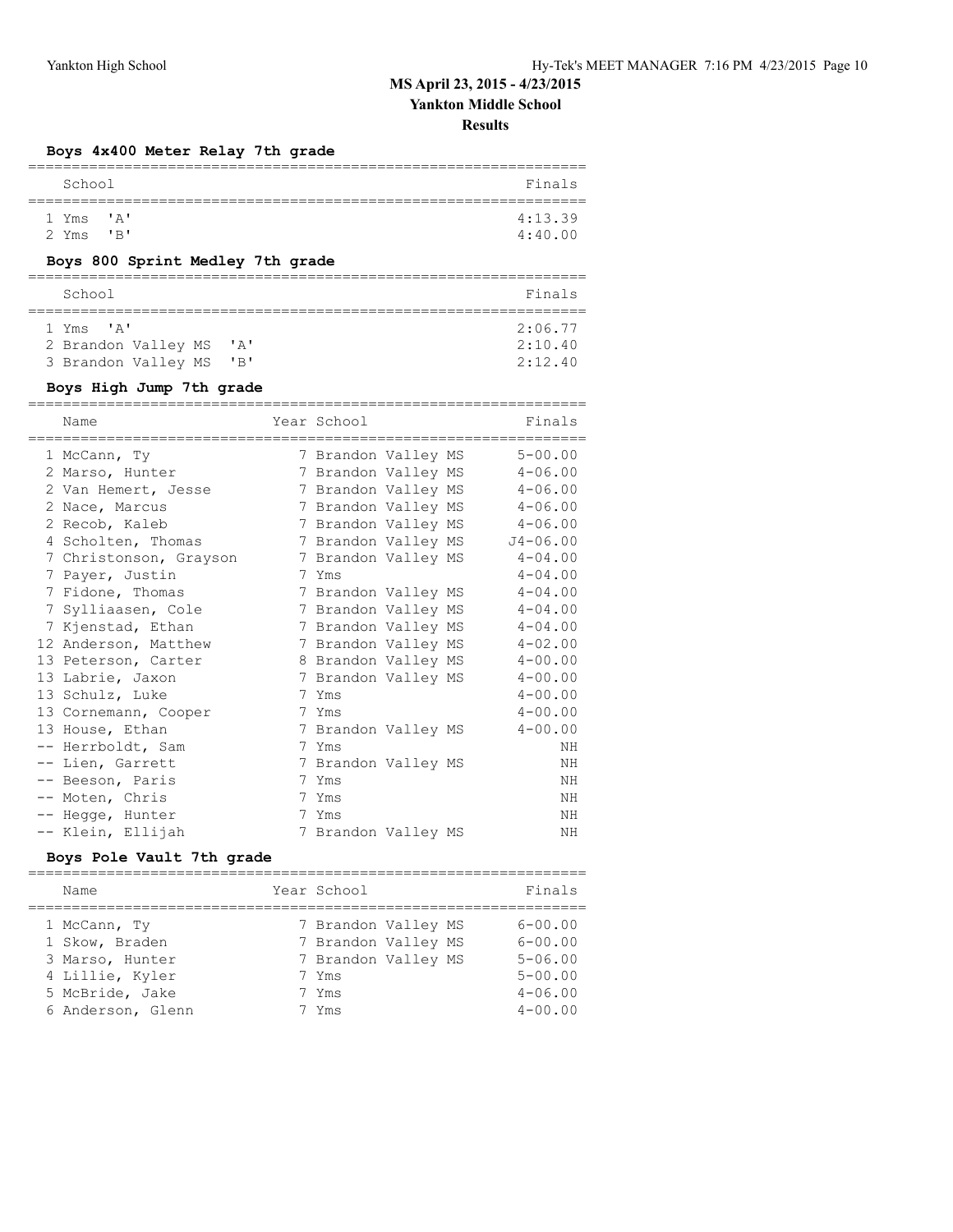# MS April 23, 2015 - 4/23/2015
## Yankton Middle School
### Results

**Boys 4x400 Meter Relay 7th grade**

| | School | Finals |
|---|---|---|
| 1 | Yms 'A' | 4:13.39 |
| 2 | Yms 'B' | 4:40.00 |

**Boys 800 Sprint Medley 7th grade**

| | School | Finals |
|---|---|---|
| 1 | Yms 'A' | 2:06.77 |
| 2 | Brandon Valley MS 'A' | 2:10.40 |
| 3 | Brandon Valley MS 'B' | 2:12.40 |

**Boys High Jump 7th grade**

| | Name | Year | School | Finals |
|---|---|---|---|---|
| 1 | McCann, Ty | 7 | Brandon Valley MS | 5-00.00 |
| 2 | Marso, Hunter | 7 | Brandon Valley MS | 4-06.00 |
| 2 | Van Hemert, Jesse | 7 | Brandon Valley MS | 4-06.00 |
| 2 | Nace, Marcus | 7 | Brandon Valley MS | 4-06.00 |
| 2 | Recob, Kaleb | 7 | Brandon Valley MS | 4-06.00 |
| 4 | Scholten, Thomas | 7 | Brandon Valley MS | J4-06.00 |
| 7 | Christonson, Grayson | 7 | Brandon Valley MS | 4-04.00 |
| 7 | Payer, Justin | 7 | Yms | 4-04.00 |
| 7 | Fidone, Thomas | 7 | Brandon Valley MS | 4-04.00 |
| 7 | Sylliaasen, Cole | 7 | Brandon Valley MS | 4-04.00 |
| 7 | Kjenstad, Ethan | 7 | Brandon Valley MS | 4-04.00 |
| 12 | Anderson, Matthew | 7 | Brandon Valley MS | 4-02.00 |
| 13 | Peterson, Carter | 8 | Brandon Valley MS | 4-00.00 |
| 13 | Labrie, Jaxon | 7 | Brandon Valley MS | 4-00.00 |
| 13 | Schulz, Luke | 7 | Yms | 4-00.00 |
| 13 | Cornemann, Cooper | 7 | Yms | 4-00.00 |
| 13 | House, Ethan | 7 | Brandon Valley MS | 4-00.00 |
| -- | Herrboldt, Sam | 7 | Yms | NH |
| -- | Lien, Garrett | 7 | Brandon Valley MS | NH |
| -- | Beeson, Paris | 7 | Yms | NH |
| -- | Moten, Chris | 7 | Yms | NH |
| -- | Hegge, Hunter | 7 | Yms | NH |
| -- | Klein, Ellijah | 7 | Brandon Valley MS | NH |

**Boys Pole Vault 7th grade**

| | Name | Year | School | Finals |
|---|---|---|---|---|
| 1 | McCann, Ty | 7 | Brandon Valley MS | 6-00.00 |
| 1 | Skow, Braden | 7 | Brandon Valley MS | 6-00.00 |
| 3 | Marso, Hunter | 7 | Brandon Valley MS | 5-06.00 |
| 4 | Lillie, Kyler | 7 | Yms | 5-00.00 |
| 5 | McBride, Jake | 7 | Yms | 4-06.00 |
| 6 | Anderson, Glenn | 7 | Yms | 4-00.00 |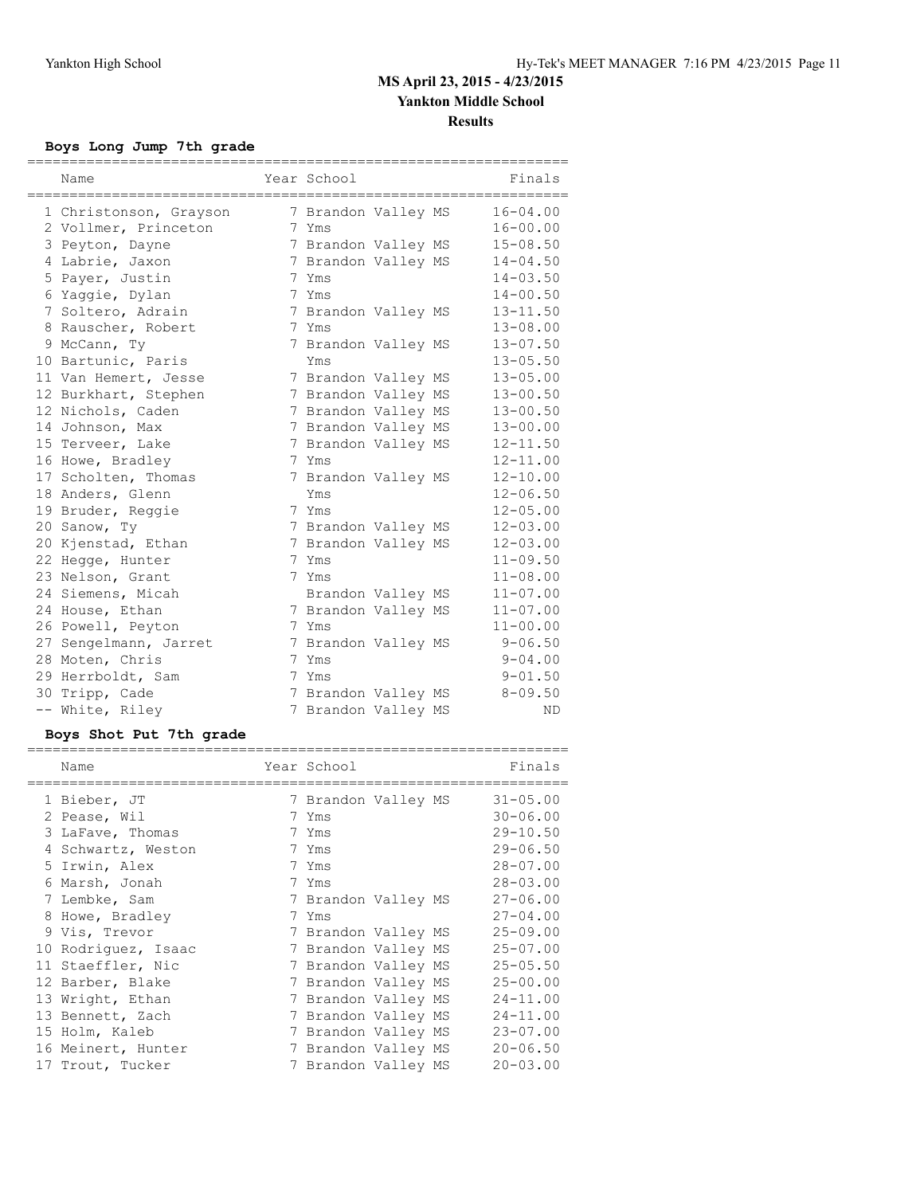# MS April 23, 2015 - 4/23/2015

## Yankton Middle School

### Results

#### Boys Long Jump 7th grade

| | Name | Year | School | Finals |
|---|---|---|---|---|
| 1 | Christonson, Grayson | 7 | Brandon Valley MS | 16-04.00 |
| 2 | Vollmer, Princeton | 7 | Yms | 16-00.00 |
| 3 | Peyton, Dayne | 7 | Brandon Valley MS | 15-08.50 |
| 4 | Labrie, Jaxon | 7 | Brandon Valley MS | 14-04.50 |
| 5 | Payer, Justin | 7 | Yms | 14-03.50 |
| 6 | Yaggie, Dylan | 7 | Yms | 14-00.50 |
| 7 | Soltero, Adrain | 7 | Brandon Valley MS | 13-11.50 |
| 8 | Rauscher, Robert | 7 | Yms | 13-08.00 |
| 9 | McCann, Ty | 7 | Brandon Valley MS | 13-07.50 |
| 10 | Bartunic, Paris | | Yms | 13-05.50 |
| 11 | Van Hemert, Jesse | 7 | Brandon Valley MS | 13-05.00 |
| 12 | Burkhart, Stephen | 7 | Brandon Valley MS | 13-00.50 |
| 12 | Nichols, Caden | 7 | Brandon Valley MS | 13-00.50 |
| 14 | Johnson, Max | 7 | Brandon Valley MS | 13-00.00 |
| 15 | Terveer, Lake | 7 | Brandon Valley MS | 12-11.50 |
| 16 | Howe, Bradley | 7 | Yms | 12-11.00 |
| 17 | Scholten, Thomas | 7 | Brandon Valley MS | 12-10.00 |
| 18 | Anders, Glenn | | Yms | 12-06.50 |
| 19 | Bruder, Reggie | 7 | Yms | 12-05.00 |
| 20 | Sanow, Ty | 7 | Brandon Valley MS | 12-03.00 |
| 20 | Kjenstad, Ethan | 7 | Brandon Valley MS | 12-03.00 |
| 22 | Hegge, Hunter | 7 | Yms | 11-09.50 |
| 23 | Nelson, Grant | 7 | Yms | 11-08.00 |
| 24 | Siemens, Micah | | Brandon Valley MS | 11-07.00 |
| 24 | House, Ethan | 7 | Brandon Valley MS | 11-07.00 |
| 26 | Powell, Peyton | 7 | Yms | 11-00.00 |
| 27 | Sengelmann, Jarret | 7 | Brandon Valley MS | 9-06.50 |
| 28 | Moten, Chris | 7 | Yms | 9-04.00 |
| 29 | Herrboldt, Sam | 7 | Yms | 9-01.50 |
| 30 | Tripp, Cade | 7 | Brandon Valley MS | 8-09.50 |
| -- | White, Riley | 7 | Brandon Valley MS | ND |

#### Boys Shot Put 7th grade

| | Name | Year | School | Finals |
|---|---|---|---|---|
| 1 | Bieber, JT | 7 | Brandon Valley MS | 31-05.00 |
| 2 | Pease, Wil | 7 | Yms | 30-06.00 |
| 3 | LaFave, Thomas | 7 | Yms | 29-10.50 |
| 4 | Schwartz, Weston | 7 | Yms | 29-06.50 |
| 5 | Irwin, Alex | 7 | Yms | 28-07.00 |
| 6 | Marsh, Jonah | 7 | Yms | 28-03.00 |
| 7 | Lembke, Sam | 7 | Brandon Valley MS | 27-06.00 |
| 8 | Howe, Bradley | 7 | Yms | 27-04.00 |
| 9 | Vis, Trevor | 7 | Brandon Valley MS | 25-09.00 |
| 10 | Rodriguez, Isaac | 7 | Brandon Valley MS | 25-07.00 |
| 11 | Staeffler, Nic | 7 | Brandon Valley MS | 25-05.50 |
| 12 | Barber, Blake | 7 | Brandon Valley MS | 25-00.00 |
| 13 | Wright, Ethan | 7 | Brandon Valley MS | 24-11.00 |
| 13 | Bennett, Zach | 7 | Brandon Valley MS | 24-11.00 |
| 15 | Holm, Kaleb | 7 | Brandon Valley MS | 23-07.00 |
| 16 | Meinert, Hunter | 7 | Brandon Valley MS | 20-06.50 |
| 17 | Trout, Tucker | 7 | Brandon Valley MS | 20-03.00 |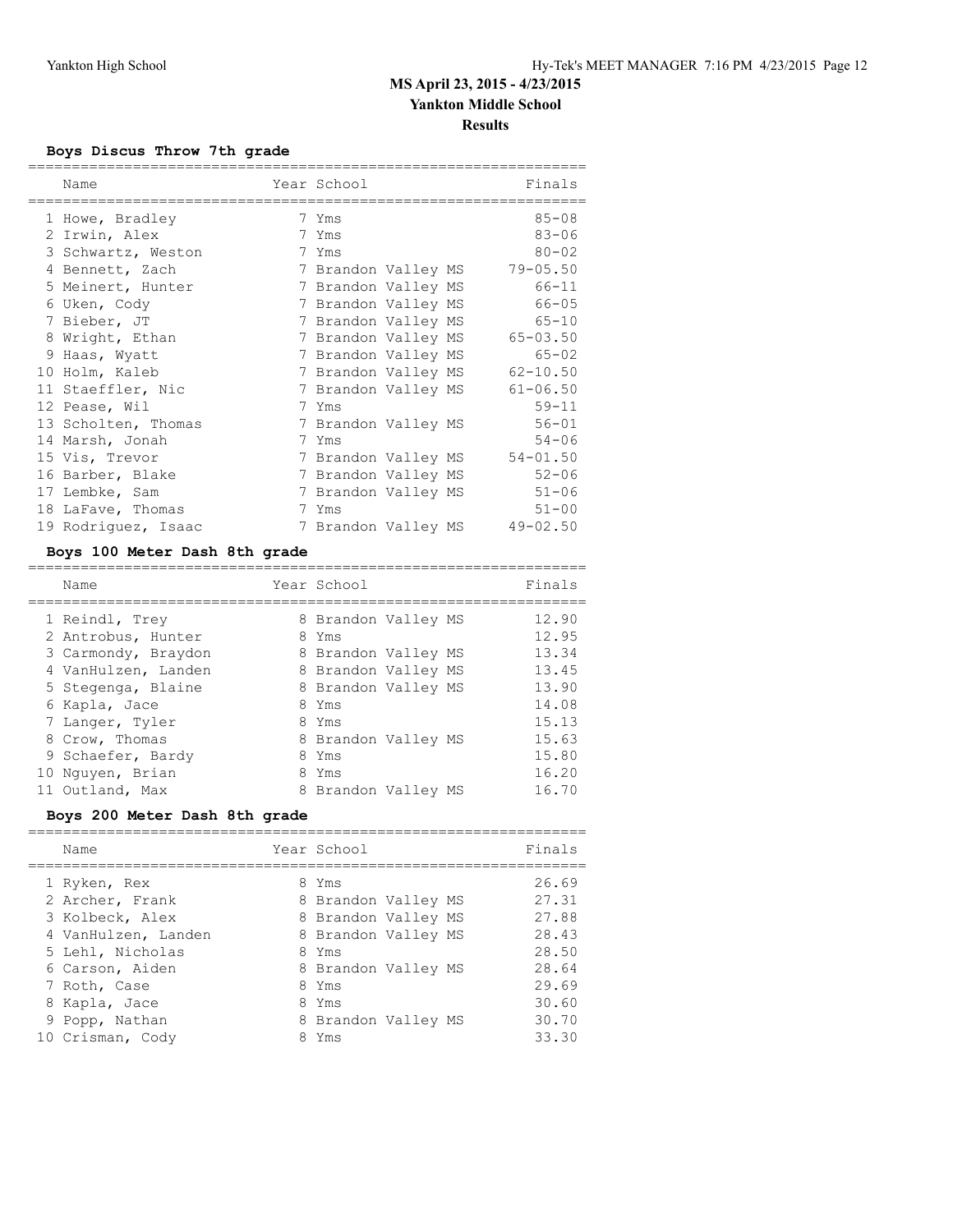# MS April 23, 2015 - 4/23/2015
## Yankton Middle School
### Results

**Boys Discus Throw 7th grade**

| | Name | Year | School | Finals |
|---|---|---|---|---|
| 1 | Howe, Bradley | 7 | Yms | 85-08 |
| 2 | Irwin, Alex | 7 | Yms | 83-06 |
| 3 | Schwartz, Weston | 7 | Yms | 80-02 |
| 4 | Bennett, Zach | 7 | Brandon Valley MS | 79-05.50 |
| 5 | Meinert, Hunter | 7 | Brandon Valley MS | 66-11 |
| 6 | Uken, Cody | 7 | Brandon Valley MS | 66-05 |
| 7 | Bieber, JT | 7 | Brandon Valley MS | 65-10 |
| 8 | Wright, Ethan | 7 | Brandon Valley MS | 65-03.50 |
| 9 | Haas, Wyatt | 7 | Brandon Valley MS | 65-02 |
| 10 | Holm, Kaleb | 7 | Brandon Valley MS | 62-10.50 |
| 11 | Staeffler, Nic | 7 | Brandon Valley MS | 61-06.50 |
| 12 | Pease, Wil | 7 | Yms | 59-11 |
| 13 | Scholten, Thomas | 7 | Brandon Valley MS | 56-01 |
| 14 | Marsh, Jonah | 7 | Yms | 54-06 |
| 15 | Vis, Trevor | 7 | Brandon Valley MS | 54-01.50 |
| 16 | Barber, Blake | 7 | Brandon Valley MS | 52-06 |
| 17 | Lembke, Sam | 7 | Brandon Valley MS | 51-06 |
| 18 | LaFave, Thomas | 7 | Yms | 51-00 |
| 19 | Rodriguez, Isaac | 7 | Brandon Valley MS | 49-02.50 |

**Boys 100 Meter Dash 8th grade**

| | Name | Year | School | Finals |
|---|---|---|---|---|
| 1 | Reindl, Trey | 8 | Brandon Valley MS | 12.90 |
| 2 | Antrobus, Hunter | 8 | Yms | 12.95 |
| 3 | Carmondy, Braydon | 8 | Brandon Valley MS | 13.34 |
| 4 | VanHulzen, Landen | 8 | Brandon Valley MS | 13.45 |
| 5 | Stegenga, Blaine | 8 | Brandon Valley MS | 13.90 |
| 6 | Kapla, Jace | 8 | Yms | 14.08 |
| 7 | Langer, Tyler | 8 | Yms | 15.13 |
| 8 | Crow, Thomas | 8 | Brandon Valley MS | 15.63 |
| 9 | Schaefer, Bardy | 8 | Yms | 15.80 |
| 10 | Nguyen, Brian | 8 | Yms | 16.20 |
| 11 | Outland, Max | 8 | Brandon Valley MS | 16.70 |

**Boys 200 Meter Dash 8th grade**

| | Name | Year | School | Finals |
|---|---|---|---|---|
| 1 | Ryken, Rex | 8 | Yms | 26.69 |
| 2 | Archer, Frank | 8 | Brandon Valley MS | 27.31 |
| 3 | Kolbeck, Alex | 8 | Brandon Valley MS | 27.88 |
| 4 | VanHulzen, Landen | 8 | Brandon Valley MS | 28.43 |
| 5 | Lehl, Nicholas | 8 | Yms | 28.50 |
| 6 | Carson, Aiden | 8 | Brandon Valley MS | 28.64 |
| 7 | Roth, Case | 8 | Yms | 29.69 |
| 8 | Kapla, Jace | 8 | Yms | 30.60 |
| 9 | Popp, Nathan | 8 | Brandon Valley MS | 30.70 |
| 10 | Crisman, Cody | 8 | Yms | 33.30 |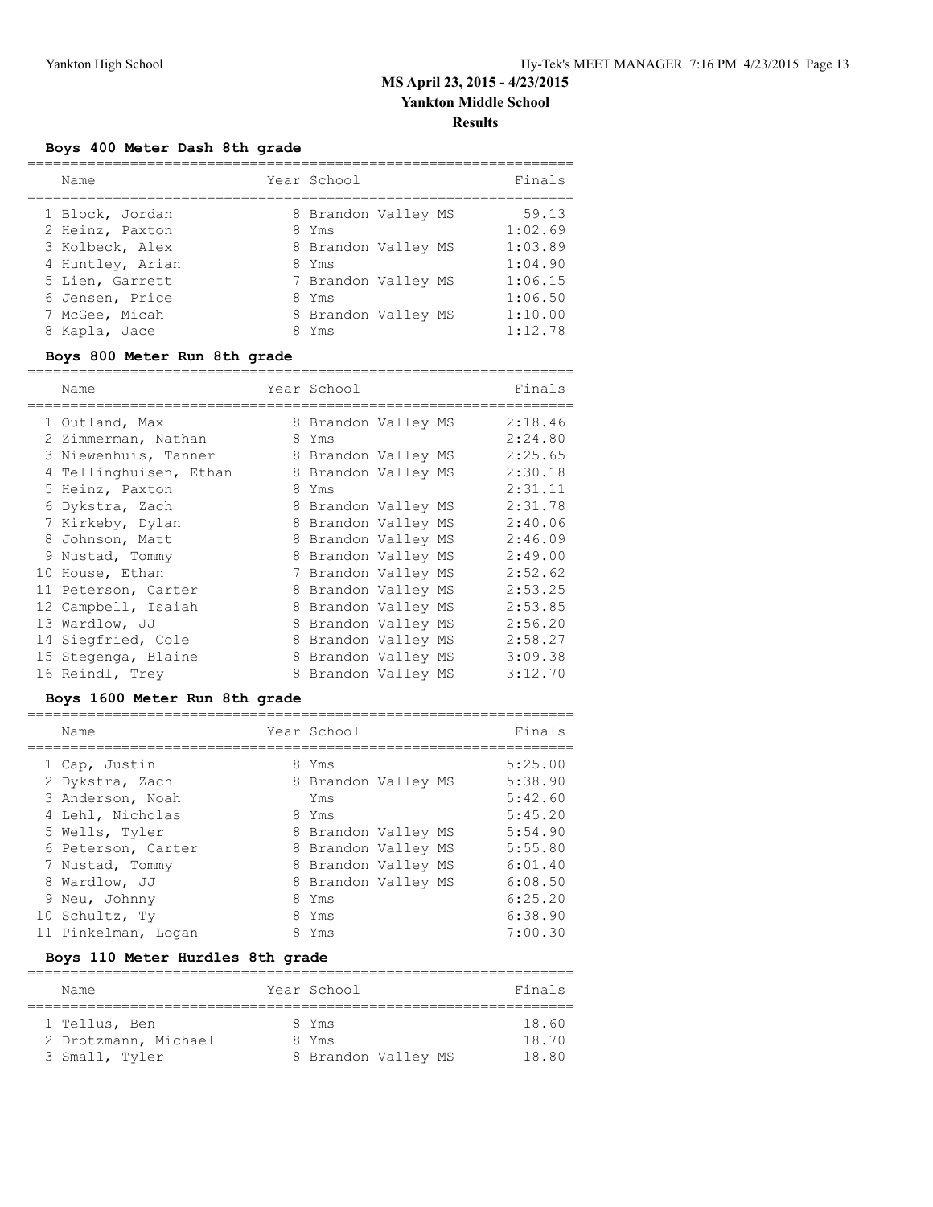# MS April 23, 2015 - 4/23/2015
## Yankton Middle School
### Results

**Boys 400 Meter Dash 8th grade**

| | Name | Year | School | Finals |
|---|---|---|---|---|
| 1 | Block, Jordan | 8 | Brandon Valley MS | 59.13 |
| 2 | Heinz, Paxton | 8 | Yms | 1:02.69 |
| 3 | Kolbeck, Alex | 8 | Brandon Valley MS | 1:03.89 |
| 4 | Huntley, Arian | 8 | Yms | 1:04.90 |
| 5 | Lien, Garrett | 7 | Brandon Valley MS | 1:06.15 |
| 6 | Jensen, Price | 8 | Yms | 1:06.50 |
| 7 | McGee, Micah | 8 | Brandon Valley MS | 1:10.00 |
| 8 | Kapla, Jace | 8 | Yms | 1:12.78 |

**Boys 800 Meter Run 8th grade**

| | Name | Year | School | Finals |
|---|---|---|---|---|
| 1 | Outland, Max | 8 | Brandon Valley MS | 2:18.46 |
| 2 | Zimmerman, Nathan | 8 | Yms | 2:24.80 |
| 3 | Niewenhuis, Tanner | 8 | Brandon Valley MS | 2:25.65 |
| 4 | Tellinghuisen, Ethan | 8 | Brandon Valley MS | 2:30.18 |
| 5 | Heinz, Paxton | 8 | Yms | 2:31.11 |
| 6 | Dykstra, Zach | 8 | Brandon Valley MS | 2:31.78 |
| 7 | Kirkeby, Dylan | 8 | Brandon Valley MS | 2:40.06 |
| 8 | Johnson, Matt | 8 | Brandon Valley MS | 2:46.09 |
| 9 | Nustad, Tommy | 8 | Brandon Valley MS | 2:49.00 |
| 10 | House, Ethan | 7 | Brandon Valley MS | 2:52.62 |
| 11 | Peterson, Carter | 8 | Brandon Valley MS | 2:53.25 |
| 12 | Campbell, Isaiah | 8 | Brandon Valley MS | 2:53.85 |
| 13 | Wardlow, JJ | 8 | Brandon Valley MS | 2:56.20 |
| 14 | Siegfried, Cole | 8 | Brandon Valley MS | 2:58.27 |
| 15 | Stegenga, Blaine | 8 | Brandon Valley MS | 3:09.38 |
| 16 | Reindl, Trey | 8 | Brandon Valley MS | 3:12.70 |

**Boys 1600 Meter Run 8th grade**

| | Name | Year | School | Finals |
|---|---|---|---|---|
| 1 | Cap, Justin | 8 | Yms | 5:25.00 |
| 2 | Dykstra, Zach | 8 | Brandon Valley MS | 5:38.90 |
| 3 | Anderson, Noah | | Yms | 5:42.60 |
| 4 | Lehl, Nicholas | 8 | Yms | 5:45.20 |
| 5 | Wells, Tyler | 8 | Brandon Valley MS | 5:54.90 |
| 6 | Peterson, Carter | 8 | Brandon Valley MS | 5:55.80 |
| 7 | Nustad, Tommy | 8 | Brandon Valley MS | 6:01.40 |
| 8 | Wardlow, JJ | 8 | Brandon Valley MS | 6:08.50 |
| 9 | Neu, Johnny | 8 | Yms | 6:25.20 |
| 10 | Schultz, Ty | 8 | Yms | 6:38.90 |
| 11 | Pinkelman, Logan | 8 | Yms | 7:00.30 |

**Boys 110 Meter Hurdles 8th grade**

| | Name | Year | School | Finals |
|---|---|---|---|---|
| 1 | Tellus, Ben | 8 | Yms | 18.60 |
| 2 | Drotzmann, Michael | 8 | Yms | 18.70 |
| 3 | Small, Tyler | 8 | Brandon Valley MS | 18.80 |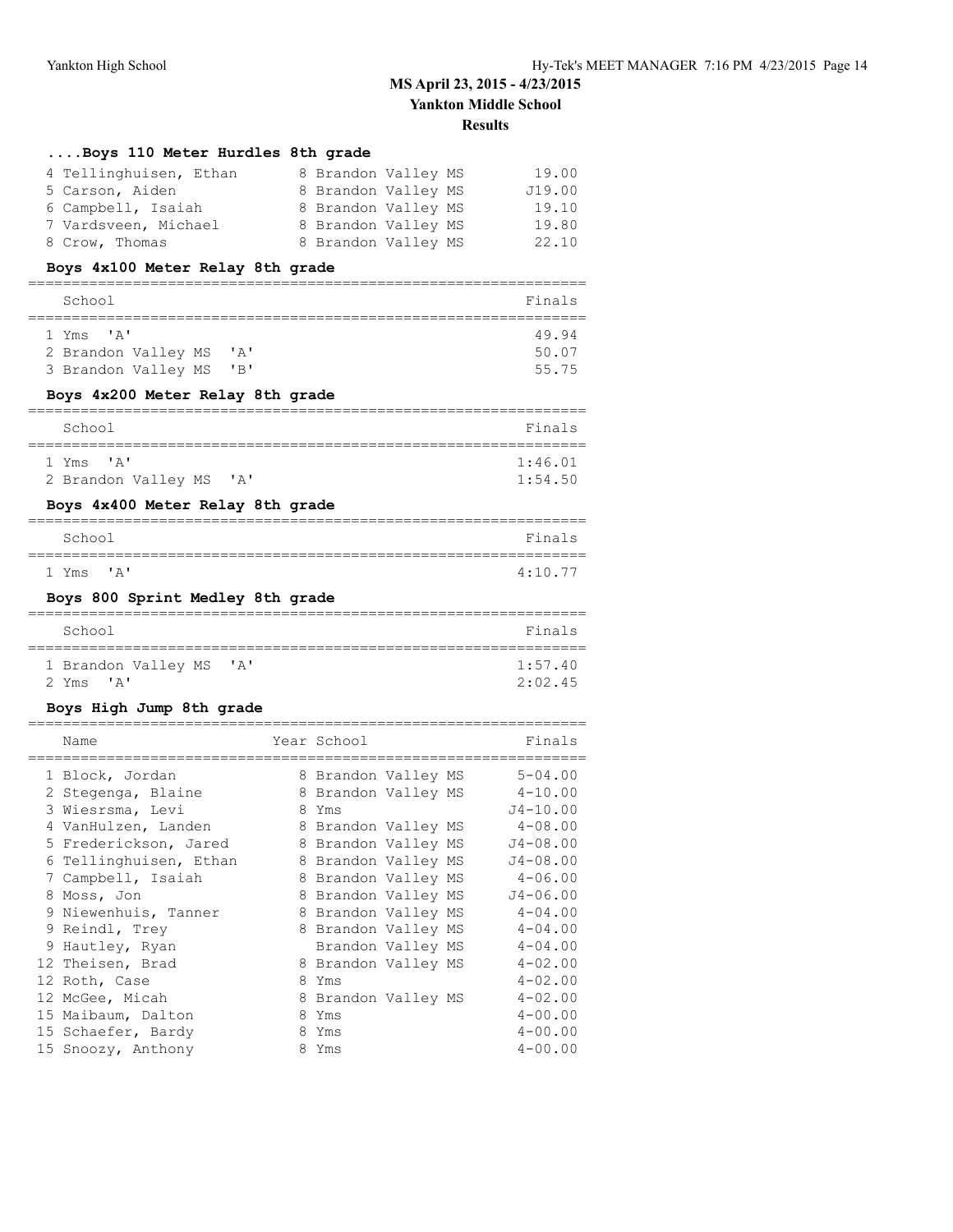# MS April 23, 2015 - 4/23/2015

## Yankton Middle School

### Results

### ....Boys 110 Meter Hurdles 8th grade

| Place | Name | Year | School | Finals |
|---|---|---|---|---|
| 4 | Tellinghuisen, Ethan | 8 | Brandon Valley MS | 19.00 |
| 5 | Carson, Aiden | 8 | Brandon Valley MS | J19.00 |
| 6 | Campbell, Isaiah | 8 | Brandon Valley MS | 19.10 |
| 7 | Vardsveen, Michael | 8 | Brandon Valley MS | 19.80 |
| 8 | Crow, Thomas | 8 | Brandon Valley MS | 22.10 |

### Boys 4x100 Meter Relay 8th grade

| Place | School | Finals |
|---|---|---|
| 1 | Yms 'A' | 49.94 |
| 2 | Brandon Valley MS 'A' | 50.07 |
| 3 | Brandon Valley MS 'B' | 55.75 |

### Boys 4x200 Meter Relay 8th grade

| Place | School | Finals |
|---|---|---|
| 1 | Yms 'A' | 1:46.01 |
| 2 | Brandon Valley MS 'A' | 1:54.50 |

### Boys 4x400 Meter Relay 8th grade

| Place | School | Finals |
|---|---|---|
| 1 | Yms 'A' | 4:10.77 |

### Boys 800 Sprint Medley 8th grade

| Place | School | Finals |
|---|---|---|
| 1 | Brandon Valley MS 'A' | 1:57.40 |
| 2 | Yms 'A' | 2:02.45 |

### Boys High Jump 8th grade

| Place | Name | Year | School | Finals |
|---|---|---|---|---|
| 1 | Block, Jordan | 8 | Brandon Valley MS | 5-04.00 |
| 2 | Stegenga, Blaine | 8 | Brandon Valley MS | 4-10.00 |
| 3 | Wiesrsma, Levi | 8 | Yms | J4-10.00 |
| 4 | VanHulzen, Landen | 8 | Brandon Valley MS | 4-08.00 |
| 5 | Frederickson, Jared | 8 | Brandon Valley MS | J4-08.00 |
| 6 | Tellinghuisen, Ethan | 8 | Brandon Valley MS | J4-08.00 |
| 7 | Campbell, Isaiah | 8 | Brandon Valley MS | 4-06.00 |
| 8 | Moss, Jon | 8 | Brandon Valley MS | J4-06.00 |
| 9 | Niewenhuis, Tanner | 8 | Brandon Valley MS | 4-04.00 |
| 9 | Reindl, Trey | 8 | Brandon Valley MS | 4-04.00 |
| 9 | Hautley, Ryan | | Brandon Valley MS | 4-04.00 |
| 12 | Theisen, Brad | 8 | Brandon Valley MS | 4-02.00 |
| 12 | Roth, Case | 8 | Yms | 4-02.00 |
| 12 | McGee, Micah | 8 | Brandon Valley MS | 4-02.00 |
| 15 | Maibaum, Dalton | 8 | Yms | 4-00.00 |
| 15 | Schaefer, Bardy | 8 | Yms | 4-00.00 |
| 15 | Snoozy, Anthony | 8 | Yms | 4-00.00 |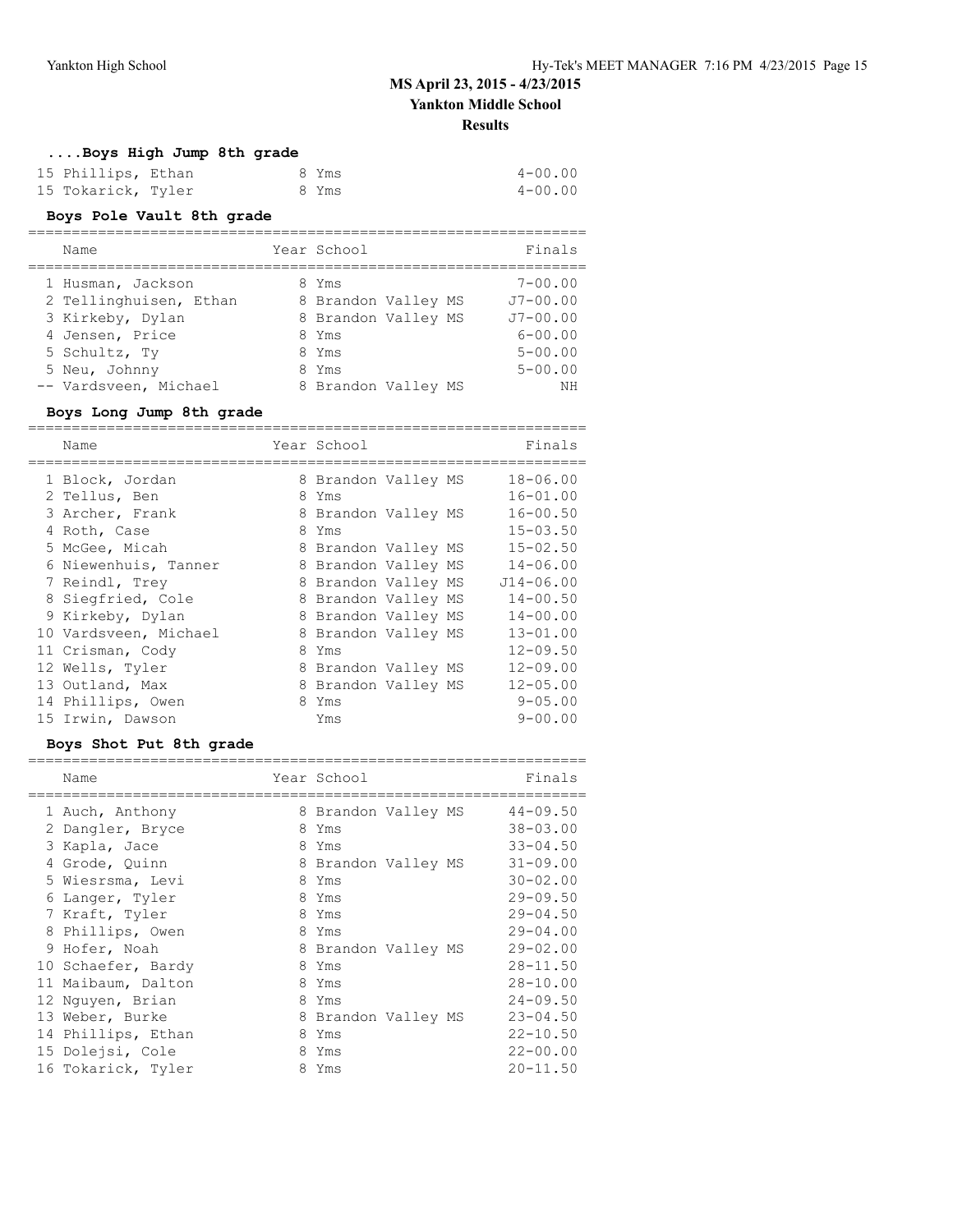## MS April 23, 2015 - 4/23/2015
## Yankton Middle School
## Results

### ....Boys High Jump 8th grade

| Place | Name | Year | School | Finals |
|---|---|---|---|---|
| 15 | Phillips, Ethan | 8 | Yms | 4-00.00 |
| 15 | Tokarick, Tyler | 8 | Yms | 4-00.00 |

### Boys Pole Vault 8th grade

| Place | Name | Year | School | Finals |
|---|---|---|---|---|
| 1 | Husman, Jackson | 8 | Yms | 7-00.00 |
| 2 | Tellinghuisen, Ethan | 8 | Brandon Valley MS | J7-00.00 |
| 3 | Kirkeby, Dylan | 8 | Brandon Valley MS | J7-00.00 |
| 4 | Jensen, Price | 8 | Yms | 6-00.00 |
| 5 | Schultz, Ty | 8 | Yms | 5-00.00 |
| 5 | Neu, Johnny | 8 | Yms | 5-00.00 |
| -- | Vardsveen, Michael | 8 | Brandon Valley MS | NH |

### Boys Long Jump 8th grade

| Place | Name | Year | School | Finals |
|---|---|---|---|---|
| 1 | Block, Jordan | 8 | Brandon Valley MS | 18-06.00 |
| 2 | Tellus, Ben | 8 | Yms | 16-01.00 |
| 3 | Archer, Frank | 8 | Brandon Valley MS | 16-00.50 |
| 4 | Roth, Case | 8 | Yms | 15-03.50 |
| 5 | McGee, Micah | 8 | Brandon Valley MS | 15-02.50 |
| 6 | Niewenhuis, Tanner | 8 | Brandon Valley MS | 14-06.00 |
| 7 | Reindl, Trey | 8 | Brandon Valley MS | J14-06.00 |
| 8 | Siegfried, Cole | 8 | Brandon Valley MS | 14-00.50 |
| 9 | Kirkeby, Dylan | 8 | Brandon Valley MS | 14-00.00 |
| 10 | Vardsveen, Michael | 8 | Brandon Valley MS | 13-01.00 |
| 11 | Crisman, Cody | 8 | Yms | 12-09.50 |
| 12 | Wells, Tyler | 8 | Brandon Valley MS | 12-09.00 |
| 13 | Outland, Max | 8 | Brandon Valley MS | 12-05.00 |
| 14 | Phillips, Owen | 8 | Yms | 9-05.00 |
| 15 | Irwin, Dawson | | Yms | 9-00.00 |

### Boys Shot Put 8th grade

| Place | Name | Year | School | Finals |
|---|---|---|---|---|
| 1 | Auch, Anthony | 8 | Brandon Valley MS | 44-09.50 |
| 2 | Dangler, Bryce | 8 | Yms | 38-03.00 |
| 3 | Kapla, Jace | 8 | Yms | 33-04.50 |
| 4 | Grode, Quinn | 8 | Brandon Valley MS | 31-09.00 |
| 5 | Wiesrsma, Levi | 8 | Yms | 30-02.00 |
| 6 | Langer, Tyler | 8 | Yms | 29-09.50 |
| 7 | Kraft, Tyler | 8 | Yms | 29-04.50 |
| 8 | Phillips, Owen | 8 | Yms | 29-04.00 |
| 9 | Hofer, Noah | 8 | Brandon Valley MS | 29-02.00 |
| 10 | Schaefer, Bardy | 8 | Yms | 28-11.50 |
| 11 | Maibaum, Dalton | 8 | Yms | 28-10.00 |
| 12 | Nguyen, Brian | 8 | Yms | 24-09.50 |
| 13 | Weber, Burke | 8 | Brandon Valley MS | 23-04.50 |
| 14 | Phillips, Ethan | 8 | Yms | 22-10.50 |
| 15 | Dolejsi, Cole | 8 | Yms | 22-00.00 |
| 16 | Tokarick, Tyler | 8 | Yms | 20-11.50 |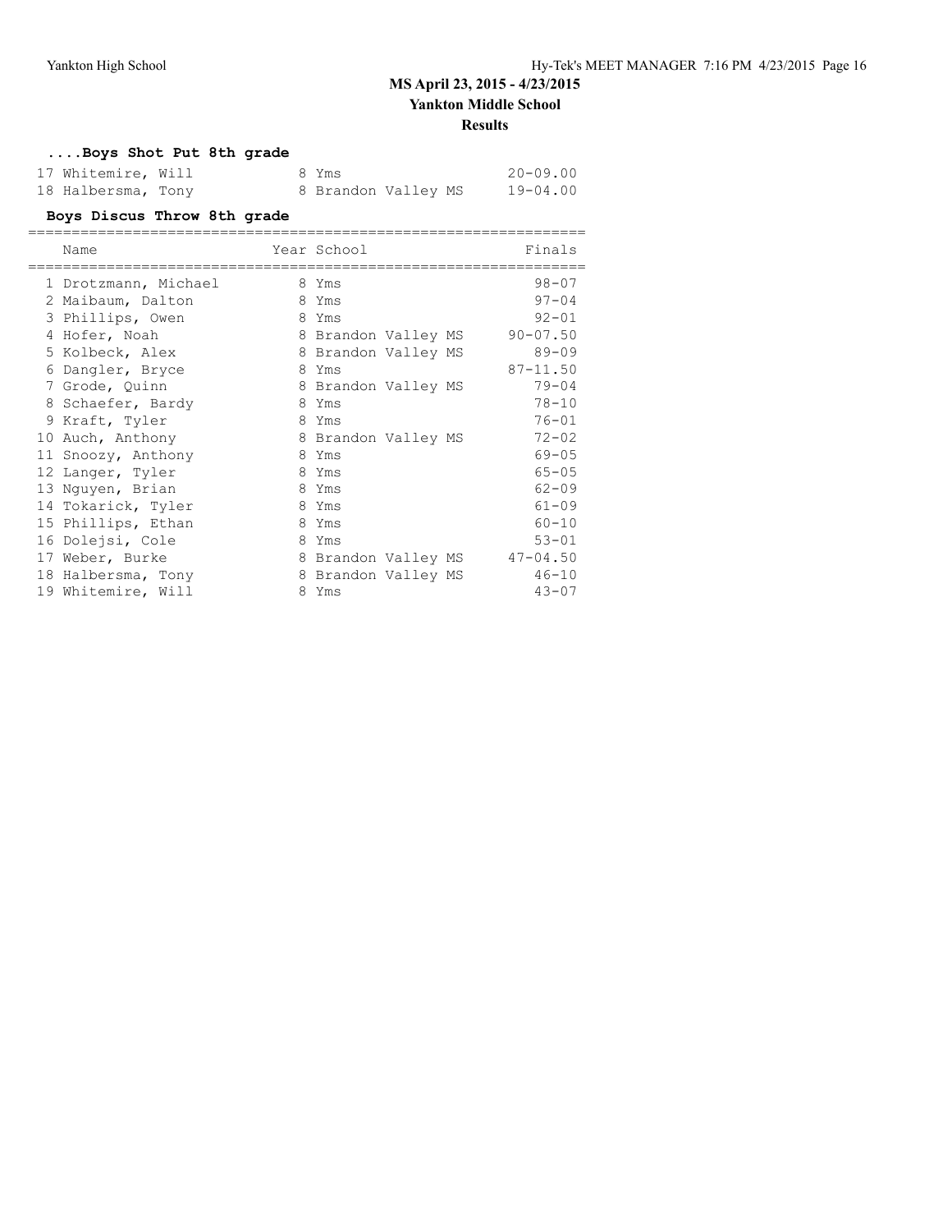#### ....Boys Shot Put 8th grade

| | | | | |
|---|---|---|---|---|
| 17 | Whitemire, Will | 8 | Yms | 20-09.00 |
| 18 | Halbersma, Tony | 8 | Brandon Valley MS | 19-04.00 |

#### Boys Discus Throw 8th grade

| | Name | Year | School | Finals |
|---|---|---|---|---|
| 1 | Drotzmann, Michael | 8 | Yms | 98-07 |
| 2 | Maibaum, Dalton | 8 | Yms | 97-04 |
| 3 | Phillips, Owen | 8 | Yms | 92-01 |
| 4 | Hofer, Noah | 8 | Brandon Valley MS | 90-07.50 |
| 5 | Kolbeck, Alex | 8 | Brandon Valley MS | 89-09 |
| 6 | Dangler, Bryce | 8 | Yms | 87-11.50 |
| 7 | Grode, Quinn | 8 | Brandon Valley MS | 79-04 |
| 8 | Schaefer, Bardy | 8 | Yms | 78-10 |
| 9 | Kraft, Tyler | 8 | Yms | 76-01 |
| 10 | Auch, Anthony | 8 | Brandon Valley MS | 72-02 |
| 11 | Snoozy, Anthony | 8 | Yms | 69-05 |
| 12 | Langer, Tyler | 8 | Yms | 65-05 |
| 13 | Nguyen, Brian | 8 | Yms | 62-09 |
| 14 | Tokarick, Tyler | 8 | Yms | 61-09 |
| 15 | Phillips, Ethan | 8 | Yms | 60-10 |
| 16 | Dolejsi, Cole | 8 | Yms | 53-01 |
| 17 | Weber, Burke | 8 | Brandon Valley MS | 47-04.50 |
| 18 | Halbersma, Tony | 8 | Brandon Valley MS | 46-10 |
| 19 | Whitemire, Will | 8 | Yms | 43-07 |